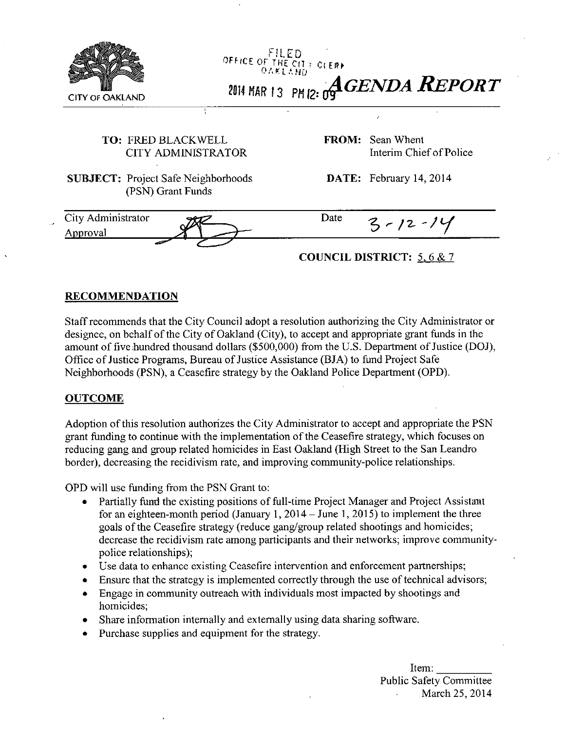CITY OF OAKLAND

FILED
OFFICE OF THE CITY CLERK
OAKLAND

2014 MAR 13 PM 12: 09

# AGENDA REPORT

**TO:** FRED BLACKWELL
CITY ADMINISTRATOR

**FROM:** Sean Whent
Interim Chief of Police

**SUBJECT:** Project Safe Neighborhoods (PSN) Grant Funds

**DATE:** February 14, 2014

| City Administrator Approval | | Date | 3-12-14 |
|---|---|---|---|

**COUNCIL DISTRICT:** 5, 6 & 7

## RECOMMENDATION

Staff recommends that the City Council adopt a resolution authorizing the City Administrator or designee, on behalf of the City of Oakland (City), to accept and appropriate grant funds in the amount of five hundred thousand dollars ($500,000) from the U.S. Department of Justice (DOJ), Office of Justice Programs, Bureau of Justice Assistance (BJA) to fund Project Safe Neighborhoods (PSN), a Ceasefire strategy by the Oakland Police Department (OPD).

## OUTCOME

Adoption of this resolution authorizes the City Administrator to accept and appropriate the PSN grant funding to continue with the implementation of the Ceasefire strategy, which focuses on reducing gang and group related homicides in East Oakland (High Street to the San Leandro border), decreasing the recidivism rate, and improving community-police relationships.

OPD will use funding from the PSN Grant to:

- Partially fund the existing positions of full-time Project Manager and Project Assistant for an eighteen-month period (January 1, 2014 – June 1, 2015) to implement the three goals of the Ceasefire strategy (reduce gang/group related shootings and homicides; decrease the recidivism rate among participants and their networks; improve community-police relationships);
- Use data to enhance existing Ceasefire intervention and enforcement partnerships;
- Ensure that the strategy is implemented correctly through the use of technical advisors;
- Engage in community outreach with individuals most impacted by shootings and homicides;
- Share information internally and externally using data sharing software.
- Purchase supplies and equipment for the strategy.

Item: _________
Public Safety Committee
March 25, 2014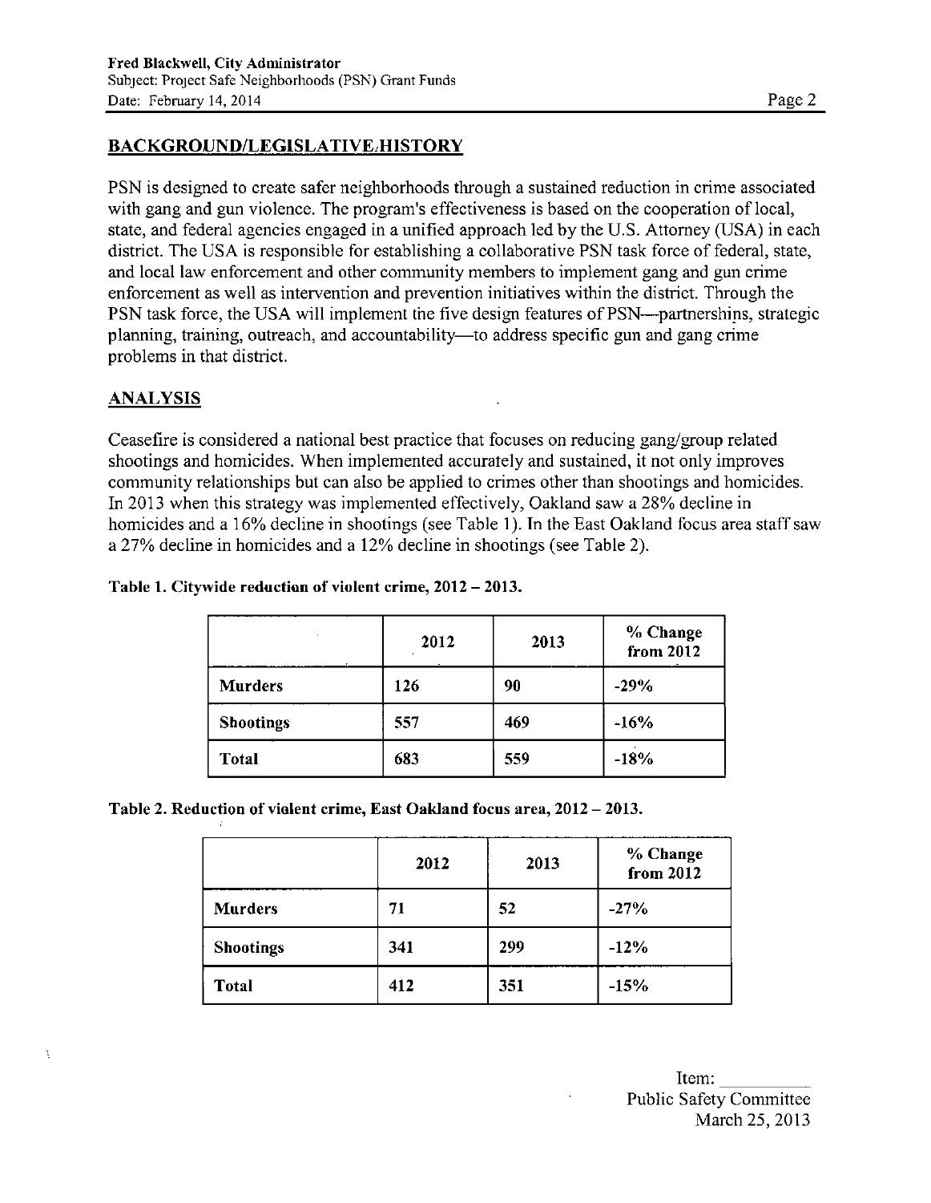## BACKGROUND/LEGISLATIVE/HISTORY

PSN is designed to create safer neighborhoods through a sustained reduction in crime associated with gang and gun violence. The program's effectiveness is based on the cooperation of local, state, and federal agencies engaged in a unified approach led by the U.S. Attorney (USA) in each district. The USA is responsible for establishing a collaborative PSN task force of federal, state, and local law enforcement and other community members to implement gang and gun crime enforcement as well as intervention and prevention initiatives within the district. Through the PSN task force, the USA will implement the five design features of PSN—partnerships, strategic planning, training, outreach, and accountability—to address specific gun and gang crime problems in that district.

## ANALYSIS

Ceasefire is considered a national best practice that focuses on reducing gang/group related shootings and homicides. When implemented accurately and sustained, it not only improves community relationships but can also be applied to crimes other than shootings and homicides. In 2013 when this strategy was implemented effectively, Oakland saw a 28% decline in homicides and a 16% decline in shootings (see Table 1). In the East Oakland focus area staff saw a 27% decline in homicides and a 12% decline in shootings (see Table 2).

**Table 1. Citywide reduction of violent crime, 2012 – 2013.**

| | 2012 | 2013 | % Change from 2012 |
|---|---|---|---|
| **Murders** | 126 | 90 | -29% |
| **Shootings** | 557 | 469 | -16% |
| **Total** | 683 | 559 | -18% |

**Table 2. Reduction of violent crime, East Oakland focus area, 2012 – 2013.**

| | 2012 | 2013 | % Change from 2012 |
|---|---|---|---|
| **Murders** | 71 | 52 | -27% |
| **Shootings** | 341 | 299 | -12% |
| **Total** | 412 | 351 | -15% |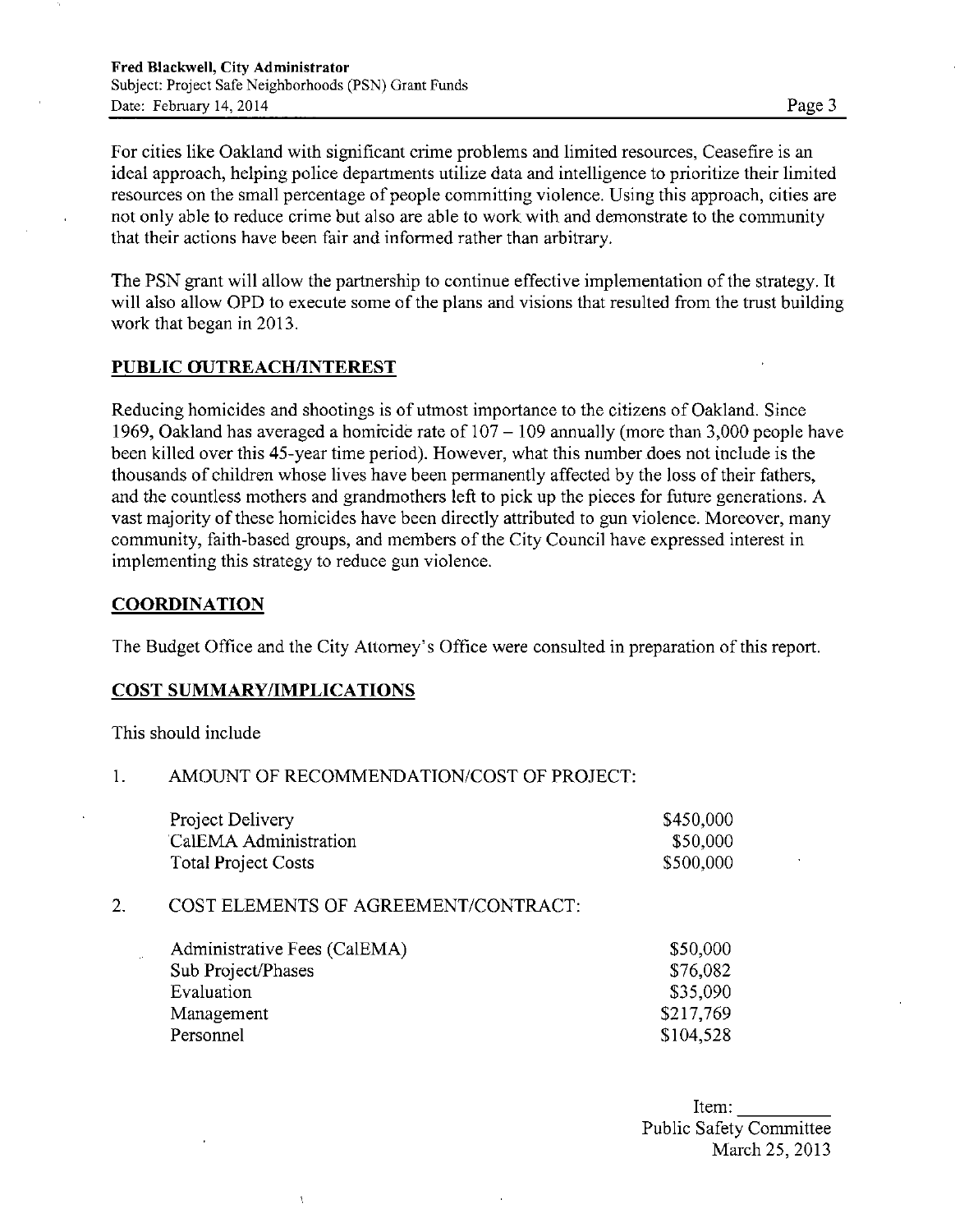For cities like Oakland with significant crime problems and limited resources, Ceasefire is an ideal approach, helping police departments utilize data and intelligence to prioritize their limited resources on the small percentage of people committing violence. Using this approach, cities are not only able to reduce crime but also are able to work with and demonstrate to the community that their actions have been fair and informed rather than arbitrary.

The PSN grant will allow the partnership to continue effective implementation of the strategy. It will also allow OPD to execute some of the plans and visions that resulted from the trust building work that began in 2013.

## PUBLIC OUTREACH/INTEREST

Reducing homicides and shootings is of utmost importance to the citizens of Oakland. Since 1969, Oakland has averaged a homicide rate of 107 – 109 annually (more than 3,000 people have been killed over this 45-year time period). However, what this number does not include is the thousands of children whose lives have been permanently affected by the loss of their fathers, and the countless mothers and grandmothers left to pick up the pieces for future generations. A vast majority of these homicides have been directly attributed to gun violence. Moreover, many community, faith-based groups, and members of the City Council have expressed interest in implementing this strategy to reduce gun violence.

## COORDINATION

The Budget Office and the City Attorney's Office were consulted in preparation of this report.

## COST SUMMARY/IMPLICATIONS

This should include

1. AMOUNT OF RECOMMENDATION/COST OF PROJECT:

| | |
|---|---|
| Project Delivery | $450,000 |
| CalEMA Administration | $50,000 |
| Total Project Costs | $500,000 |

2. COST ELEMENTS OF AGREEMENT/CONTRACT:

| | |
|---|---|
| Administrative Fees (CalEMA) | $50,000 |
| Sub Project/Phases | $76,082 |
| Evaluation | $35,090 |
| Management | $217,769 |
| Personnel | $104,528 |

Item: ________
Public Safety Committee
March 25, 2013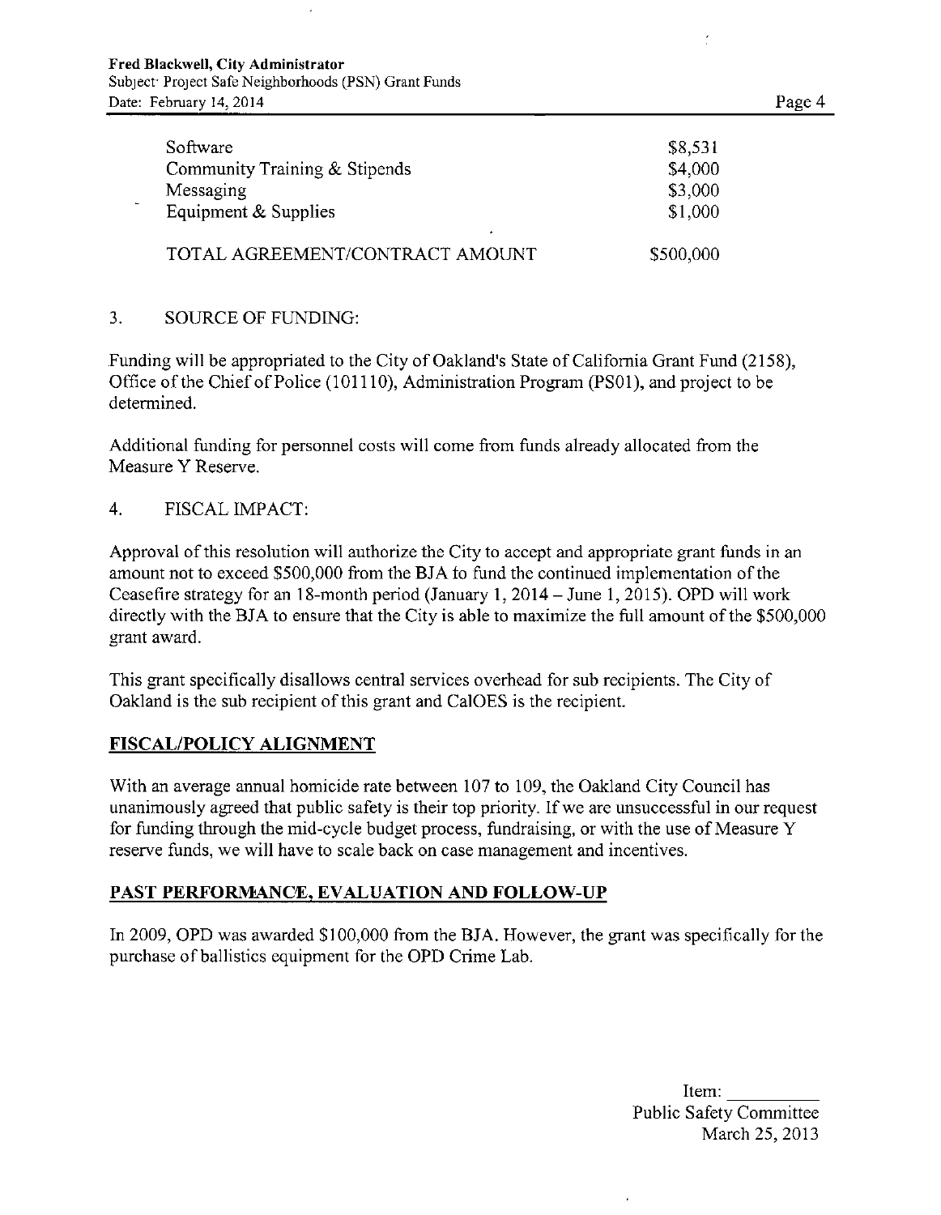| | |
|---|---|
| Software | $8,531 |
| Community Training & Stipends | $4,000 |
| Messaging | $3,000 |
| Equipment & Supplies | $1,000 |
| TOTAL AGREEMENT/CONTRACT AMOUNT | $500,000 |

3. SOURCE OF FUNDING:

Funding will be appropriated to the City of Oakland's State of California Grant Fund (2158), Office of the Chief of Police (101110), Administration Program (PS01), and project to be determined.

Additional funding for personnel costs will come from funds already allocated from the Measure Y Reserve.

4. FISCAL IMPACT:

Approval of this resolution will authorize the City to accept and appropriate grant funds in an amount not to exceed $500,000 from the BJA to fund the continued implementation of the Ceasefire strategy for an 18-month period (January 1, 2014 – June 1, 2015). OPD will work directly with the BJA to ensure that the City is able to maximize the full amount of the $500,000 grant award.

This grant specifically disallows central services overhead for sub recipients. The City of Oakland is the sub recipient of this grant and CalOES is the recipient.

## FISCAL/POLICY ALIGNMENT

With an average annual homicide rate between 107 to 109, the Oakland City Council has unanimously agreed that public safety is their top priority. If we are unsuccessful in our request for funding through the mid-cycle budget process, fundraising, or with the use of Measure Y reserve funds, we will have to scale back on case management and incentives.

## PAST PERFORMANCE, EVALUATION AND FOLLOW-UP

In 2009, OPD was awarded $100,000 from the BJA. However, the grant was specifically for the purchase of ballistics equipment for the OPD Crime Lab.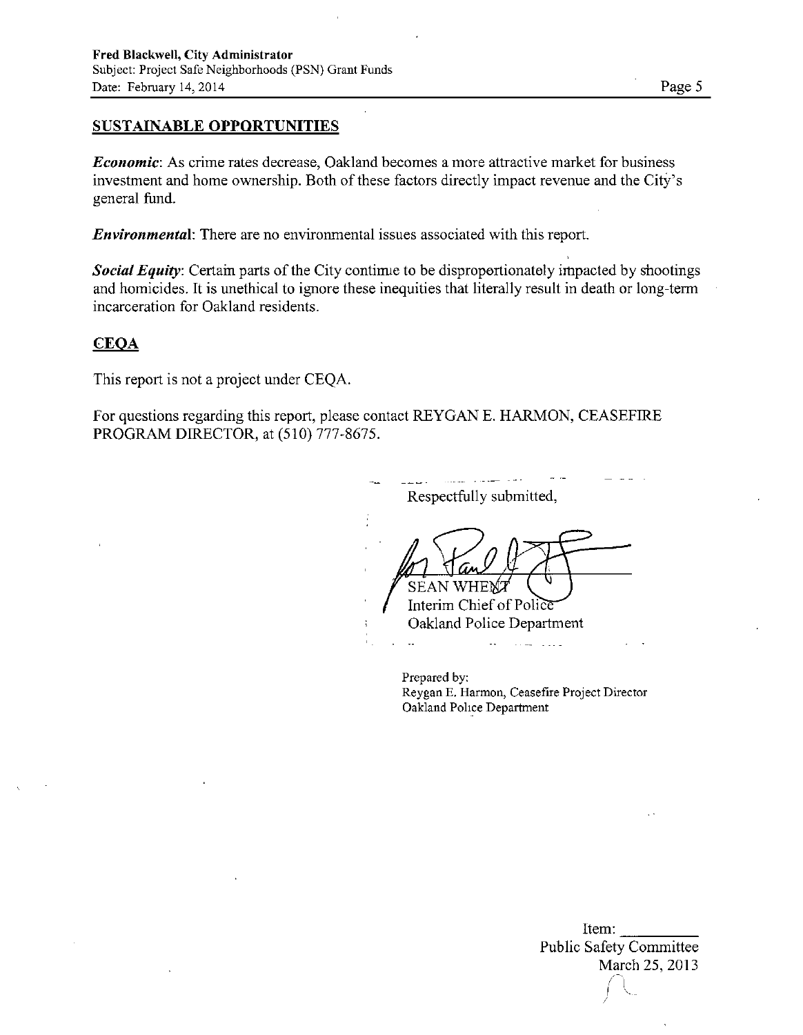## SUSTAINABLE OPPORTUNITIES

***Economic***: As crime rates decrease, Oakland becomes a more attractive market for business investment and home ownership. Both of these factors directly impact revenue and the City's general fund.

***Environmental***: There are no environmental issues associated with this report.

***Social Equity***: Certain parts of the City continue to be disproportionately impacted by shootings and homicides. It is unethical to ignore these inequities that literally result in death or long-term incarceration for Oakland residents.

## CEQA

This report is not a project under CEQA.

For questions regarding this report, please contact REYGAN E. HARMON, CEASEFIRE PROGRAM DIRECTOR, at (510) 777-8675.

Respectfully submitted,

SEAN WHENT
Interim Chief of Police
Oakland Police Department

Prepared by:
Reygan E. Harmon, Ceasefire Project Director
Oakland Police Department

Item: \_\_\_\_\_\_\_\_
Public Safety Committee
March 25, 2013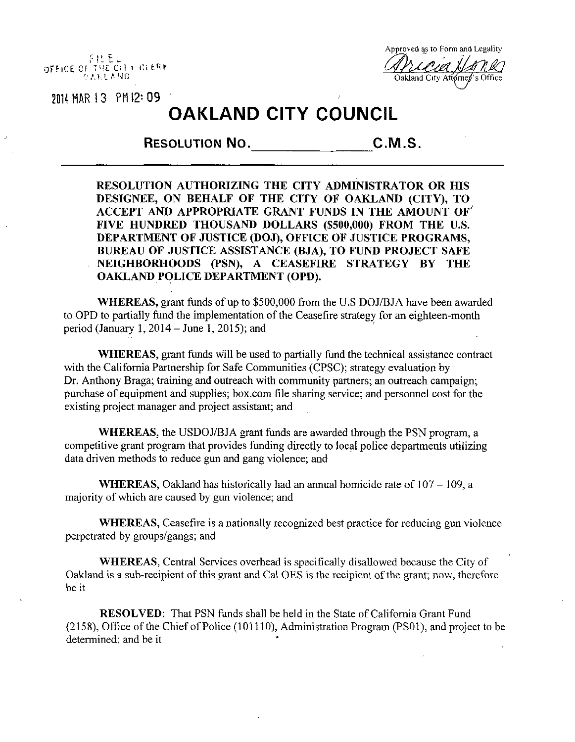FILED
OFFICE OF THE CITY CLERK
OAKLAND

2014 MAR 13 PM 12:09

Approved as to Form and Legality

Oakland City Attorney's Office

# OAKLAND CITY COUNCIL

## RESOLUTION NO. ______________ C.M.S.

**RESOLUTION AUTHORIZING THE CITY ADMINISTRATOR OR HIS DESIGNEE, ON BEHALF OF THE CITY OF OAKLAND (CITY), TO ACCEPT AND APPROPRIATE GRANT FUNDS IN THE AMOUNT OF FIVE HUNDRED THOUSAND DOLLARS ($500,000) FROM THE U.S. DEPARTMENT OF JUSTICE (DOJ), OFFICE OF JUSTICE PROGRAMS, BUREAU OF JUSTICE ASSISTANCE (BJA), TO FUND PROJECT SAFE NEIGHBORHOODS (PSN), A CEASEFIRE STRATEGY BY THE OAKLAND POLICE DEPARTMENT (OPD).**

**WHEREAS,** grant funds of up to $500,000 from the U.S DOJ/BJA have been awarded to OPD to partially fund the implementation of the Ceasefire strategy for an eighteen-month period (January 1, 2014 – June 1, 2015); and

**WHEREAS,** grant funds will be used to partially fund the technical assistance contract with the California Partnership for Safe Communities (CPSC); strategy evaluation by Dr. Anthony Braga; training and outreach with community partners; an outreach campaign; purchase of equipment and supplies; box.com file sharing service; and personnel cost for the existing project manager and project assistant; and

**WHEREAS,** the USDOJ/BJA grant funds are awarded through the PSN program, a competitive grant program that provides funding directly to local police departments utilizing data driven methods to reduce gun and gang violence; and

**WHEREAS,** Oakland has historically had an annual homicide rate of 107 – 109, a majority of which are caused by gun violence; and

**WHEREAS,** Ceasefire is a nationally recognized best practice for reducing gun violence perpetrated by groups/gangs; and

**WHEREAS,** Central Services overhead is specifically disallowed because the City of Oakland is a sub-recipient of this grant and Cal OES is the recipient of the grant; now, therefore be it

**RESOLVED**: That PSN funds shall be held in the State of California Grant Fund (2158), Office of the Chief of Police (101110), Administration Program (PS01), and project to be determined; and be it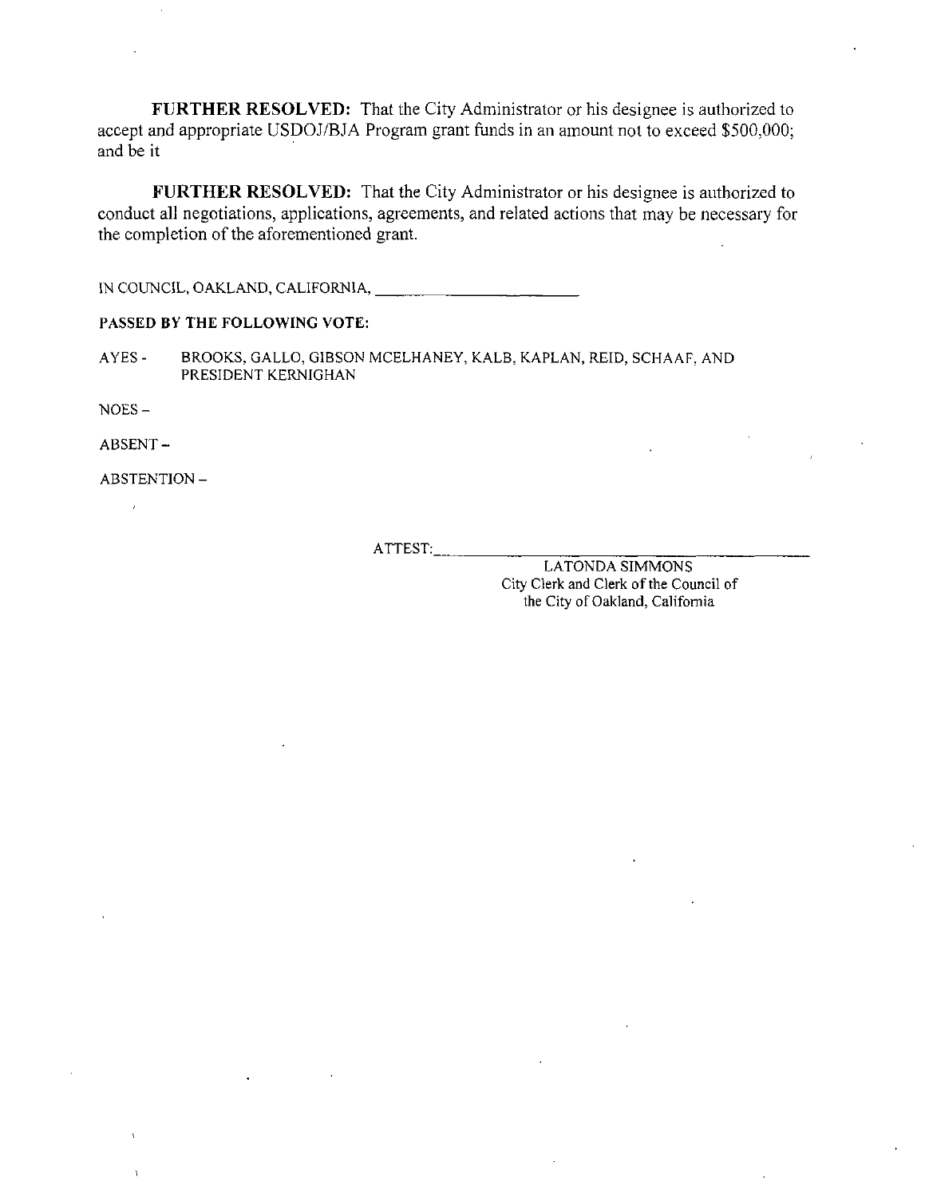**FURTHER RESOLVED:** That the City Administrator or his designee is authorized to accept and appropriate USDOJ/BJA Program grant funds in an amount not to exceed $500,000; and be it

**FURTHER RESOLVED:** That the City Administrator or his designee is authorized to conduct all negotiations, applications, agreements, and related actions that may be necessary for the completion of the aforementioned grant.

IN COUNCIL, OAKLAND, CALIFORNIA, ______________________

**PASSED BY THE FOLLOWING VOTE:**

AYES - BROOKS, GALLO, GIBSON MCELHANEY, KALB, KAPLAN, REID, SCHAAF, AND PRESIDENT KERNIGHAN

NOES –

ABSENT –

ABSTENTION –

ATTEST: ______________________________
LATONDA SIMMONS
City Clerk and Clerk of the Council of the City of Oakland, California